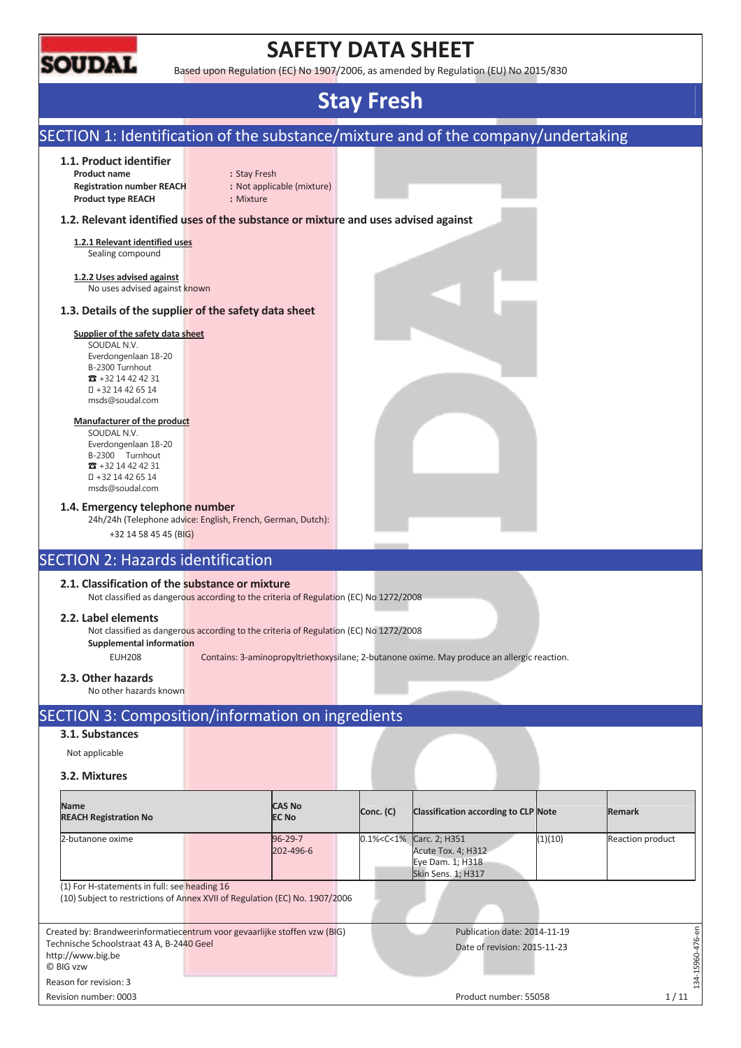# SAFETY DATA SHEET

Based upon Regulation (EC) No 1907/2006, as amended by Regulation (EU) No 2015/830

# Stay Fresh

## SECTION 1: Identification of the substance/mixture and of the company/undertaking

### 1.1. Product identifier

**Product name** : Stay Fresh
**Registration number REACH** : Not applicable (mixture)
**Product type REACH** : Mixture

### 1.2. Relevant identified uses of the substance or mixture and uses advised against

**1.2.1 Relevant identified uses**
Sealing compound

**1.2.2 Uses advised against**
No uses advised against known

### 1.3. Details of the supplier of the safety data sheet

**Supplier of the safety data sheet**
SOUDAL N.V.
Everdongenlaan 18-20
B-2300 Turnhout
☎ +32 14 42 42 31
+32 14 42 65 14
msds@soudal.com

**Manufacturer of the product**
SOUDAL N.V.
Everdongenlaan 18-20
B-2300 Turnhout
☎ +32 14 42 42 31
+32 14 42 65 14
msds@soudal.com

### 1.4. Emergency telephone number

24h/24h (Telephone advice: English, French, German, Dutch):
+32 14 58 45 45 (BIG)

## SECTION 2: Hazards identification

### 2.1. Classification of the substance or mixture

Not classified as dangerous according to the criteria of Regulation (EC) No 1272/2008

### 2.2. Label elements

Not classified as dangerous according to the criteria of Regulation (EC) No 1272/2008

**Supplemental information**

EUH208 Contains: 3-aminopropyltriethoxysilane; 2-butanone oxime. May produce an allergic reaction.

### 2.3. Other hazards

No other hazards known

## SECTION 3: Composition/information on ingredients

### 3.1. Substances

Not applicable

### 3.2. Mixtures

| Name<br>REACH Registration No | CAS No<br>EC No | Conc. (C) | Classification according to CLP | Note | Remark |
|---|---|---|---|---|---|
| 2-butanone oxime | 96-29-7<br>202-496-6 | 0.1%<C<1% | Carc. 2; H351<br>Acute Tox. 4; H312<br>Eye Dam. 1; H318<br>Skin Sens. 1; H317 | (1)(10) | Reaction product |

(1) For H-statements in full: see heading 16
(10) Subject to restrictions of Annex XVII of Regulation (EC) No. 1907/2006

Created by: Brandweerinformatiecentrum voor gevaarlijke stoffen vzw (BIG)
Technische Schoolstraat 43 A, B-2440 Geel
http://www.big.be
© BIG vzw

Reason for revision: 3
Revision number: 0003

Publication date: 2014-11-19
Date of revision: 2015-11-23
Product number: 55058

134-15960-476-en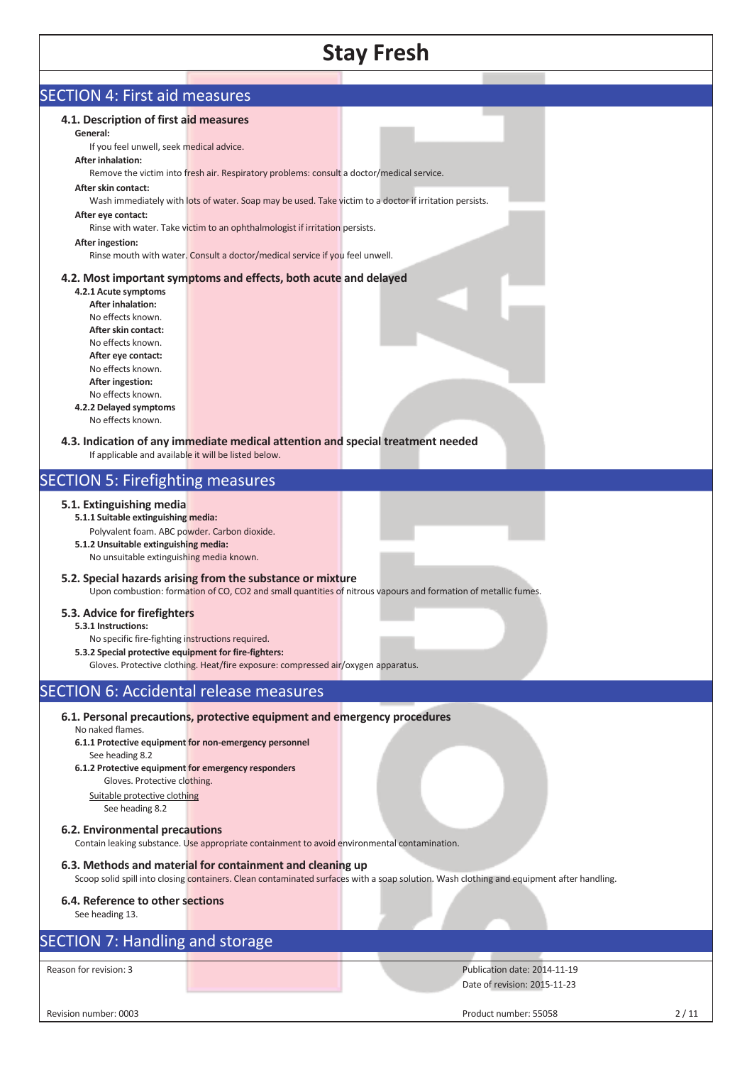# Stay Fresh

## SECTION 4: First aid measures

### 4.1. Description of first aid measures

**General:**

If you feel unwell, seek medical advice.

**After inhalation:**

Remove the victim into fresh air. Respiratory problems: consult a doctor/medical service.

**After skin contact:**

Wash immediately with lots of water. Soap may be used. Take victim to a doctor if irritation persists.

**After eye contact:**

Rinse with water. Take victim to an ophthalmologist if irritation persists.

**After ingestion:**

Rinse mouth with water. Consult a doctor/medical service if you feel unwell.

### 4.2. Most important symptoms and effects, both acute and delayed

**4.2.1 Acute symptoms**

**After inhalation:**

No effects known.

**After skin contact:**

No effects known.

**After eye contact:**

No effects known.

**After ingestion:**

No effects known.

**4.2.2 Delayed symptoms**

No effects known.

### 4.3. Indication of any immediate medical attention and special treatment needed

If applicable and available it will be listed below.

## SECTION 5: Firefighting measures

### 5.1. Extinguishing media

**5.1.1 Suitable extinguishing media:**

Polyvalent foam. ABC powder. Carbon dioxide.

**5.1.2 Unsuitable extinguishing media:**

No unsuitable extinguishing media known.

### 5.2. Special hazards arising from the substance or mixture

Upon combustion: formation of CO, $CO_2$ and small quantities of nitrous vapours and formation of metallic fumes.

### 5.3. Advice for firefighters

**5.3.1 Instructions:**

No specific fire-fighting instructions required.

**5.3.2 Special protective equipment for fire-fighters:**

Gloves. Protective clothing. Heat/fire exposure: compressed air/oxygen apparatus.

## SECTION 6: Accidental release measures

### 6.1. Personal precautions, protective equipment and emergency procedures

No naked flames.

**6.1.1 Protective equipment for non-emergency personnel**

See heading 8.2

**6.1.2 Protective equipment for emergency responders**

Gloves. Protective clothing.

Suitable protective clothing

See heading 8.2

### 6.2. Environmental precautions

Contain leaking substance. Use appropriate containment to avoid environmental contamination.

### 6.3. Methods and material for containment and cleaning up

Scoop solid spill into closing containers. Clean contaminated surfaces with a soap solution. Wash clothing and equipment after handling.

### 6.4. Reference to other sections

See heading 13.

## SECTION 7: Handling and storage

Reason for revision: 3

Publication date: 2014-11-19

Date of revision: 2015-11-23

Revision number: 0003

Product number: 55058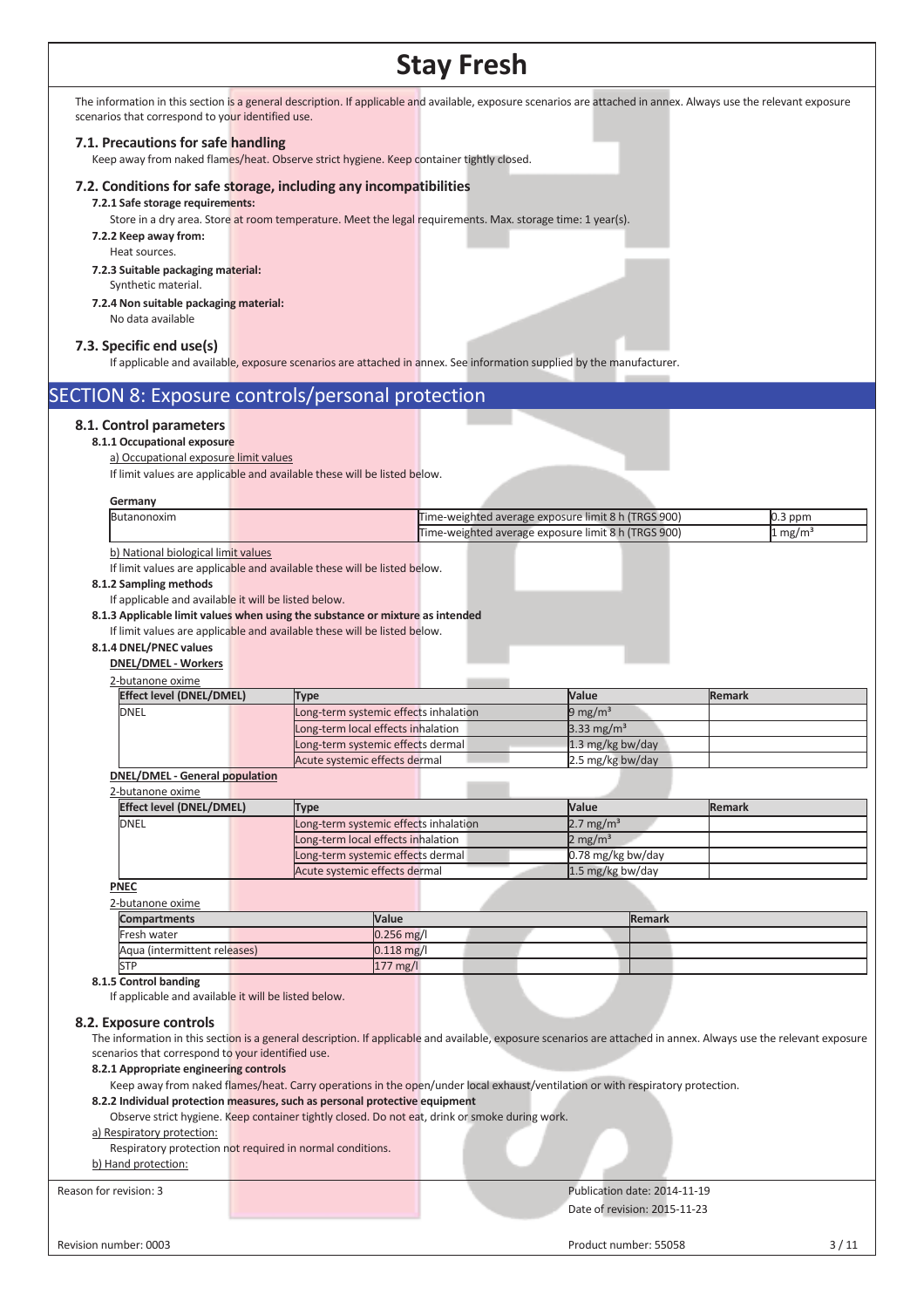The information in this section is a general description. If applicable and available, exposure scenarios are attached in annex. Always use the relevant exposure scenarios that correspond to your identified use.

### 7.1. Precautions for safe handling

Keep away from naked flames/heat. Observe strict hygiene. Keep container tightly closed.

### 7.2. Conditions for safe storage, including any incompatibilities

**7.2.1 Safe storage requirements:**

Store in a dry area. Store at room temperature. Meet the legal requirements. Max. storage time: 1 year(s).

**7.2.2 Keep away from:**

Heat sources.

**7.2.3 Suitable packaging material:**

Synthetic material.

**7.2.4 Non suitable packaging material:**

No data available

### 7.3. Specific end use(s)

If applicable and available, exposure scenarios are attached in annex. See information supplied by the manufacturer.

## SECTION 8: Exposure controls/personal protection

### 8.1. Control parameters

**8.1.1 Occupational exposure**

a) Occupational exposure limit values

If limit values are applicable and available these will be listed below.

**Germany**

| Butanonoxim | Time-weighted average exposure limit 8 h (TRGS 900) | 0.3 ppm |
|---|---|---|
| | Time-weighted average exposure limit 8 h (TRGS 900) | 1 mg/m³ |

b) National biological limit values

If limit values are applicable and available these will be listed below.

**8.1.2 Sampling methods**

If applicable and available it will be listed below.

**8.1.3 Applicable limit values when using the substance or mixture as intended**

If limit values are applicable and available these will be listed below.

**8.1.4 DNEL/PNEC values**

**DNEL/DMEL - Workers**

2-butanone oxime

| Effect level (DNEL/DMEL) | Type | Value | Remark |
|---|---|---|---|
| DNEL | Long-term systemic effects inhalation | 9 mg/m³ | |
| | Long-term local effects inhalation | 3.33 mg/m³ | |
| | Long-term systemic effects dermal | 1.3 mg/kg bw/day | |
| | Acute systemic effects dermal | 2.5 mg/kg bw/day | |

**DNEL/DMEL - General population**

2-butanone oxime

| Effect level (DNEL/DMEL) | Type | Value | Remark |
|---|---|---|---|
| DNEL | Long-term systemic effects inhalation | 2.7 mg/m³ | |
| | Long-term local effects inhalation | 2 mg/m³ | |
| | Long-term systemic effects dermal | 0.78 mg/kg bw/day | |
| | Acute systemic effects dermal | 1.5 mg/kg bw/day | |

**PNEC**

2-butanone oxime

| Compartments | Value | Remark |
|---|---|---|
| Fresh water | 0.256 mg/l | |
| Aqua (intermittent releases) | 0.118 mg/l | |
| STP | 177 mg/l | |

**8.1.5 Control banding**

If applicable and available it will be listed below.

### 8.2. Exposure controls

The information in this section is a general description. If applicable and available, exposure scenarios are attached in annex. Always use the relevant exposure scenarios that correspond to your identified use.

**8.2.1 Appropriate engineering controls**

Keep away from naked flames/heat. Carry operations in the open/under local exhaust/ventilation or with respiratory protection.

**8.2.2 Individual protection measures, such as personal protective equipment**

Observe strict hygiene. Keep container tightly closed. Do not eat, drink or smoke during work.

a) Respiratory protection:

Respiratory protection not required in normal conditions.

b) Hand protection: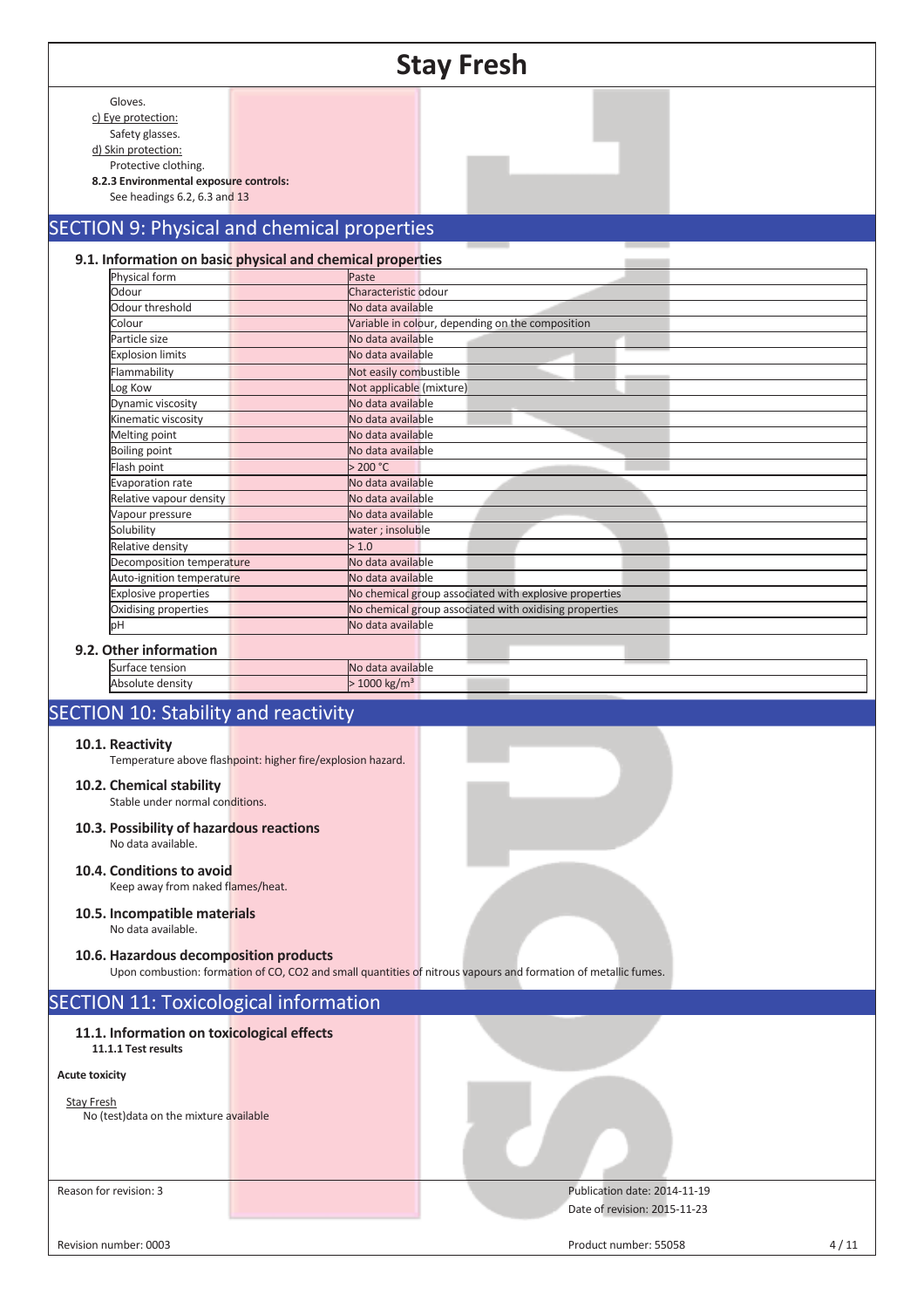Gloves.

c) Eye protection:

Safety glasses.

d) Skin protection:

Protective clothing.

**8.2.3 Environmental exposure controls:**

See headings 6.2, 6.3 and 13

## SECTION 9: Physical and chemical properties

### 9.1. Information on basic physical and chemical properties

| | |
|---|---|
| Physical form | Paste |
| Odour | Characteristic odour |
| Odour threshold | No data available |
| Colour | Variable in colour, depending on the composition |
| Particle size | No data available |
| Explosion limits | No data available |
| Flammability | Not easily combustible |
| Log Kow | Not applicable (mixture) |
| Dynamic viscosity | No data available |
| Kinematic viscosity | No data available |
| Melting point | No data available |
| Boiling point | No data available |
| Flash point | > 200 °C |
| Evaporation rate | No data available |
| Relative vapour density | No data available |
| Vapour pressure | No data available |
| Solubility | water ; insoluble |
| Relative density | > 1.0 |
| Decomposition temperature | No data available |
| Auto-ignition temperature | No data available |
| Explosive properties | No chemical group associated with explosive properties |
| Oxidising properties | No chemical group associated with oxidising properties |
| pH | No data available |

### 9.2. Other information

| | |
|---|---|
| Surface tension | No data available |
| Absolute density | > 1000 kg/m³ |

## SECTION 10: Stability and reactivity

### 10.1. Reactivity

Temperature above flashpoint: higher fire/explosion hazard.

### 10.2. Chemical stability

Stable under normal conditions.

### 10.3. Possibility of hazardous reactions

No data available.

### 10.4. Conditions to avoid

Keep away from naked flames/heat.

### 10.5. Incompatible materials

No data available.

### 10.6. Hazardous decomposition products

Upon combustion: formation of CO, $CO_2$ and small quantities of nitrous vapours and formation of metallic fumes.

## SECTION 11: Toxicological information

### 11.1. Information on toxicological effects

**11.1.1 Test results**

**Acute toxicity**

Stay Fresh

No (test)data on the mixture available

Reason for revision: 3

Publication date: 2014-11-19

Date of revision: 2015-11-23

Revision number: 0003

Product number: 55058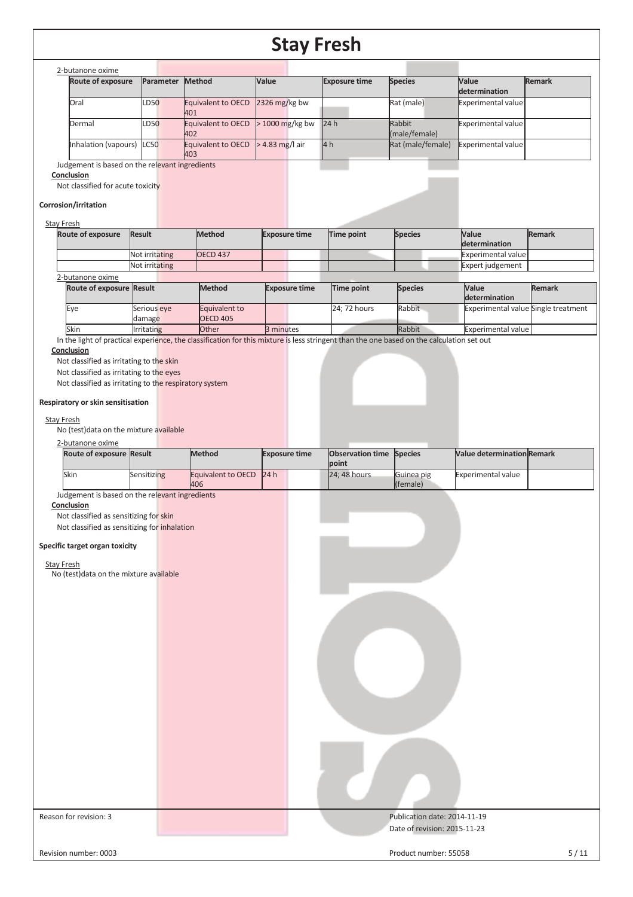2-butanone oxime

| Route of exposure | Parameter | Method | Value | Exposure time | Species | Value determination | Remark |
|---|---|---|---|---|---|---|---|
| Oral | LD50 | Equivalent to OECD 401 | 2326 mg/kg bw | | Rat (male) | Experimental value | |
| Dermal | LD50 | Equivalent to OECD 402 | > 1000 mg/kg bw | 24 h | Rabbit (male/female) | Experimental value | |
| Inhalation (vapours) | LC50 | Equivalent to OECD 403 | > 4.83 mg/l air | 4 h | Rat (male/female) | Experimental value | |

Judgement is based on the relevant ingredients

**Conclusion**

Not classified for acute toxicity

**Corrosion/irritation**

Stay Fresh

| Route of exposure | Result | Method | Exposure time | Time point | Species | Value determination | Remark |
|---|---|---|---|---|---|---|---|
| | Not irritating | OECD 437 | | | | Experimental value | |
| | Not irritating | | | | | Expert judgement | |

2-butanone oxime

| Route of exposure | Result | Method | Exposure time | Time point | Species | Value determination | Remark |
|---|---|---|---|---|---|---|---|
| Eye | Serious eye damage | Equivalent to OECD 405 | | 24; 72 hours | Rabbit | Experimental value | Single treatment |
| Skin | Irritating | Other | 3 minutes | | Rabbit | Experimental value | |

In the light of practical experience, the classification for this mixture is less stringent than the one based on the calculation set out

**Conclusion**

Not classified as irritating to the skin

Not classified as irritating to the eyes

Not classified as irritating to the respiratory system

**Respiratory or skin sensitisation**

Stay Fresh

No (test)data on the mixture available

2-butanone oxime

| Route of exposure | Result | Method | Exposure time | Observation time point | Species | Value determination | Remark |
|---|---|---|---|---|---|---|---|
| Skin | Sensitizing | Equivalent to OECD 406 | 24 h | 24; 48 hours | Guinea pig (female) | Experimental value | |

Judgement is based on the relevant ingredients

**Conclusion**

Not classified as sensitizing for skin

Not classified as sensitizing for inhalation

**Specific target organ toxicity**

Stay Fresh

No (test)data on the mixture available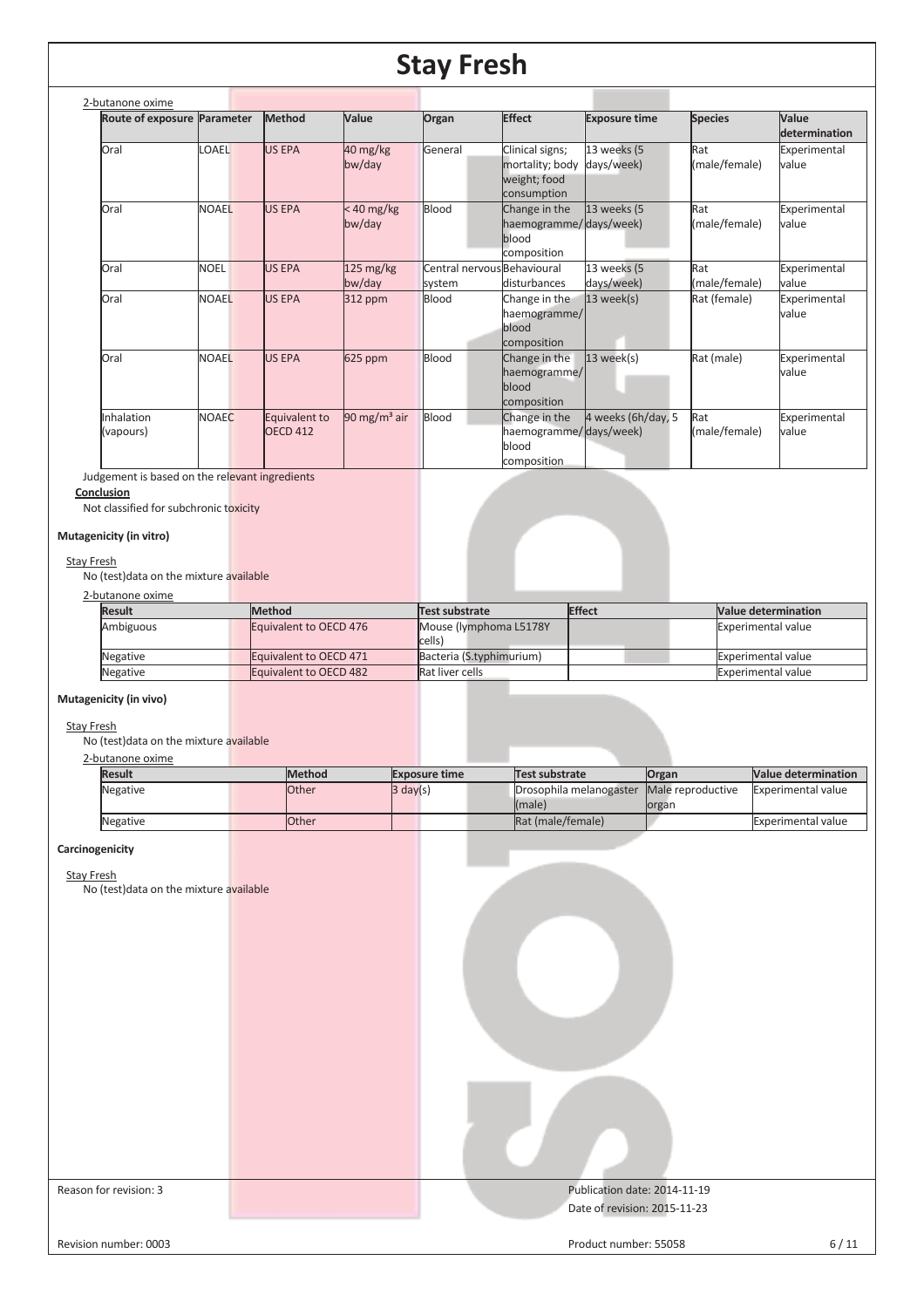2-butanone oxime

| Route of exposure | Parameter | Method | Value | Organ | Effect | Exposure time | Species | Value determination |
|---|---|---|---|---|---|---|---|---|
| Oral | LOAEL | US EPA | 40 mg/kg bw/day | General | Clinical signs; mortality; body weight; food consumption | 13 weeks (5 days/week) | Rat (male/female) | Experimental value |
| Oral | NOAEL | US EPA | < 40 mg/kg bw/day | Blood | Change in the haemogramme/ blood composition | 13 weeks (5 days/week) | Rat (male/female) | Experimental value |
| Oral | NOEL | US EPA | 125 mg/kg bw/day | Central nervous system | Behavioural disturbances | 13 weeks (5 days/week) | Rat (male/female) | Experimental value |
| Oral | NOAEL | US EPA | 312 ppm | Blood | Change in the haemogramme/ blood composition | 13 week(s) | Rat (female) | Experimental value |
| Oral | NOAEL | US EPA | 625 ppm | Blood | Change in the haemogramme/ blood composition | 13 week(s) | Rat (male) | Experimental value |
| Inhalation (vapours) | NOAEC | Equivalent to OECD 412 | 90 mg/m³ air | Blood | Change in the haemogramme/ blood composition | 4 weeks (6h/day, 5 days/week) | Rat (male/female) | Experimental value |

Judgement is based on the relevant ingredients

**Conclusion**

Not classified for subchronic toxicity

**Mutagenicity (in vitro)**

Stay Fresh

No (test)data on the mixture available

2-butanone oxime

| Result | Method | Test substrate | Effect | Value determination |
|---|---|---|---|---|
| Ambiguous | Equivalent to OECD 476 | Mouse (lymphoma L5178Y cells) | | Experimental value |
| Negative | Equivalent to OECD 471 | Bacteria (S.typhimurium) | | Experimental value |
| Negative | Equivalent to OECD 482 | Rat liver cells | | Experimental value |

**Mutagenicity (in vivo)**

Stay Fresh

No (test)data on the mixture available

2-butanone oxime

| Result | Method | Exposure time | Test substrate | Organ | Value determination |
|---|---|---|---|---|---|
| Negative | Other | 3 day(s) | Drosophila melanogaster (male) | Male reproductive organ | Experimental value |
| Negative | Other | | Rat (male/female) | | Experimental value |

**Carcinogenicity**

Stay Fresh

No (test)data on the mixture available

Reason for revision: 3

Publication date: 2014-11-19

Date of revision: 2015-11-23

Revision number: 0003

Product number: 55058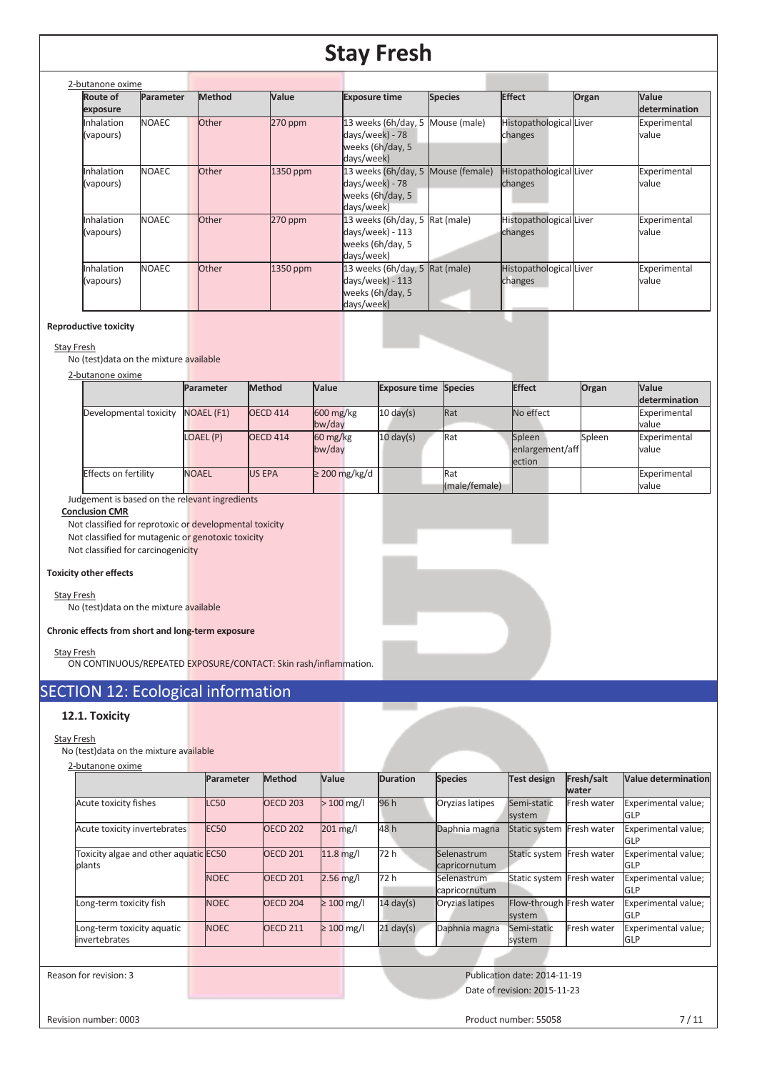2-butanone oxime

| Route of exposure | Parameter | Method | Value | Exposure time | Species | Effect | Organ | Value determination |
|---|---|---|---|---|---|---|---|---|
| Inhalation (vapours) | NOAEC | Other | 270 ppm | 13 weeks (6h/day, 5 days/week) - 78 weeks (6h/day, 5 days/week) | Mouse (male) | Histopathological changes | Liver | Experimental value |
| Inhalation (vapours) | NOAEC | Other | 1350 ppm | 13 weeks (6h/day, 5 days/week) - 78 weeks (6h/day, 5 days/week) | Mouse (female) | Histopathological changes | Liver | Experimental value |
| Inhalation (vapours) | NOAEC | Other | 270 ppm | 13 weeks (6h/day, 5 days/week) - 113 weeks (6h/day, 5 days/week) | Rat (male) | Histopathological changes | Liver | Experimental value |
| Inhalation (vapours) | NOAEC | Other | 1350 ppm | 13 weeks (6h/day, 5 days/week) - 113 weeks (6h/day, 5 days/week) | Rat (male) | Histopathological changes | Liver | Experimental value |

**Reproductive toxicity**

Stay Fresh

No (test)data on the mixture available

2-butanone oxime

| | Parameter | Method | Value | Exposure time | Species | Effect | Organ | Value determination |
|---|---|---|---|---|---|---|---|---|
| Developmental toxicity | NOAEL (F1) | OECD 414 | 600 mg/kg bw/day | 10 day(s) | Rat | No effect | | Experimental value |
| | LOAEL (P) | OECD 414 | 60 mg/kg bw/day | 10 day(s) | Rat | Spleen enlargement/affection | Spleen | Experimental value |
| Effects on fertility | NOAEL | US EPA | ≥ 200 mg/kg/d | | Rat (male/female) | | | Experimental value |

Judgement is based on the relevant ingredients

**Conclusion CMR**

Not classified for reprotoxic or developmental toxicity

Not classified for mutagenic or genotoxic toxicity

Not classified for carcinogenicity

**Toxicity other effects**

Stay Fresh

No (test)data on the mixture available

**Chronic effects from short and long-term exposure**

Stay Fresh

ON CONTINUOUS/REPEATED EXPOSURE/CONTACT: Skin rash/inflammation.

## SECTION 12: Ecological information

### 12.1. Toxicity

Stay Fresh

No (test)data on the mixture available

2-butanone oxime

| | Parameter | Method | Value | Duration | Species | Test design | Fresh/salt water | Value determination |
|---|---|---|---|---|---|---|---|---|
| Acute toxicity fishes | LC50 | OECD 203 | > 100 mg/l | 96 h | Oryzias latipes | Semi-static system | Fresh water | Experimental value; GLP |
| Acute toxicity invertebrates | EC50 | OECD 202 | 201 mg/l | 48 h | Daphnia magna | Static system | Fresh water | Experimental value; GLP |
| Toxicity algae and other aquatic plants | EC50 | OECD 201 | 11.8 mg/l | 72 h | Selenastrum capricornutum | Static system | Fresh water | Experimental value; GLP |
| | NOEC | OECD 201 | 2.56 mg/l | 72 h | Selenastrum capricornutum | Static system | Fresh water | Experimental value; GLP |
| Long-term toxicity fish | NOEC | OECD 204 | ≥ 100 mg/l | 14 day(s) | Oryzias latipes | Flow-through system | Fresh water | Experimental value; GLP |
| Long-term toxicity aquatic invertebrates | NOEC | OECD 211 | ≥ 100 mg/l | 21 day(s) | Daphnia magna | Semi-static system | Fresh water | Experimental value; GLP |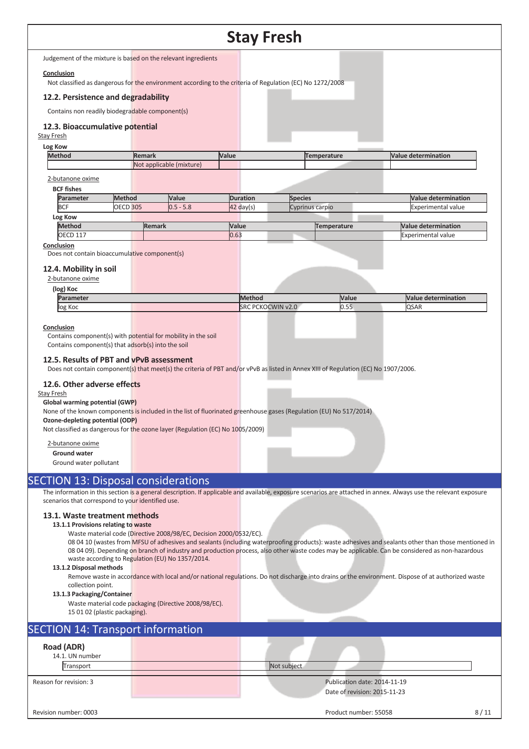Judgement of the mixture is based on the relevant ingredients

**Conclusion**

Not classified as dangerous for the environment according to the criteria of Regulation (EC) No 1272/2008

### 12.2. Persistence and degradability

Contains non readily biodegradable component(s)

### 12.3. Bioaccumulative potential

Stay Fresh

**Log Kow**

| Method | Remark | Value | Temperature | Value determination |
|---|---|---|---|---|
| | Not applicable (mixture) | | | |

2-butanone oxime

**BCF fishes**

| Parameter | Method | Value | Duration | Species | Value determination |
|---|---|---|---|---|---|
| BCF | OECD 305 | 0.5 - 5.8 | 42 day(s) | Cyprinus carpio | Experimental value |

**Log Kow**

| Method | Remark | Value | Temperature | Value determination |
|---|---|---|---|---|
| OECD 117 | | 0.63 | | Experimental value |

**Conclusion**

Does not contain bioaccumulative component(s)

### 12.4. Mobility in soil

2-butanone oxime

**(log) Koc**

| Parameter | Method | Value | Value determination |
|---|---|---|---|
| log Koc | SRC PCKOCWIN v2.0 | 0.55 | QSAR |

**Conclusion**

Contains component(s) with potential for mobility in the soil
Contains component(s) that adsorb(s) into the soil

### 12.5. Results of PBT and vPvB assessment

Does not contain component(s) that meet(s) the criteria of PBT and/or vPvB as listed in Annex XIII of Regulation (EC) No 1907/2006.

### 12.6. Other adverse effects

Stay Fresh

**Global warming potential (GWP)**

None of the known components is included in the list of fluorinated greenhouse gases (Regulation (EU) No 517/2014)

**Ozone-depleting potential (ODP)**

Not classified as dangerous for the ozone layer (Regulation (EC) No 1005/2009)

2-butanone oxime

**Ground water**

Ground water pollutant

## SECTION 13: Disposal considerations

The information in this section is a general description. If applicable and available, exposure scenarios are attached in annex. Always use the relevant exposure scenarios that correspond to your identified use.

### 13.1. Waste treatment methods

**13.1.1 Provisions relating to waste**

Waste material code (Directive 2008/98/EC, Decision 2000/0532/EC).
08 04 10 (wastes from MFSU of adhesives and sealants (including waterproofing products): waste adhesives and sealants other than those mentioned in 08 04 09). Depending on branch of industry and production process, also other waste codes may be applicable. Can be considered as non-hazardous waste according to Regulation (EU) No 1357/2014.

**13.1.2 Disposal methods**

Remove waste in accordance with local and/or national regulations. Do not discharge into drains or the environment. Dispose of at authorized waste collection point.

**13.1.3 Packaging/Container**

Waste material code packaging (Directive 2008/98/EC).
15 01 02 (plastic packaging).

## SECTION 14: Transport information

### Road (ADR)

14.1. UN number

| Transport | Not subject |
|---|---|

Reason for revision: 3

Publication date: 2014-11-19
Date of revision: 2015-11-23

Revision number: 0003

Product number: 55058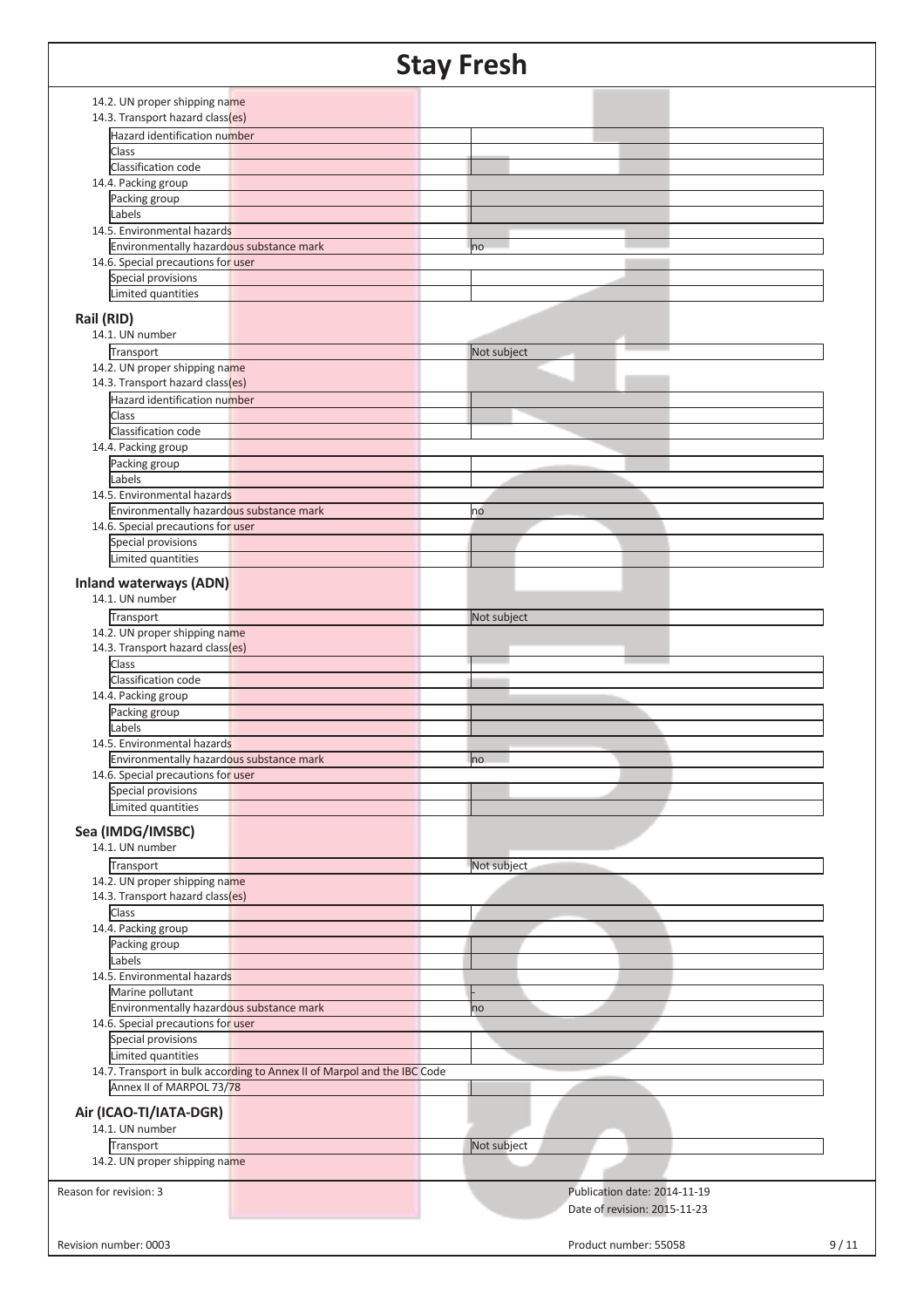14.2. UN proper shipping name

14.3. Transport hazard class(es)

| | |
|---|---|
| Hazard identification number | |
| Class | |
| Classification code | |

14.4. Packing group

| | |
|---|---|
| Packing group | |
| Labels | |

14.5. Environmental hazards

| | |
|---|---|
| Environmentally hazardous substance mark | no |

14.6. Special precautions for user

| | |
|---|---|
| Special provisions | |
| Limited quantities | |

### Rail (RID)

14.1. UN number

| | |
|---|---|
| Transport | Not subject |

14.2. UN proper shipping name

14.3. Transport hazard class(es)

| | |
|---|---|
| Hazard identification number | |
| Class | |
| Classification code | |

14.4. Packing group

| | |
|---|---|
| Packing group | |
| Labels | |

14.5. Environmental hazards

| | |
|---|---|
| Environmentally hazardous substance mark | no |

14.6. Special precautions for user

| | |
|---|---|
| Special provisions | |
| Limited quantities | |

### Inland waterways (ADN)

14.1. UN number

| | |
|---|---|
| Transport | Not subject |

14.2. UN proper shipping name

14.3. Transport hazard class(es)

| | |
|---|---|
| Class | |
| Classification code | |

14.4. Packing group

| | |
|---|---|
| Packing group | |
| Labels | |

14.5. Environmental hazards

| | |
|---|---|
| Environmentally hazardous substance mark | no |

14.6. Special precautions for user

| | |
|---|---|
| Special provisions | |
| Limited quantities | |

### Sea (IMDG/IMSBC)

14.1. UN number

| | |
|---|---|
| Transport | Not subject |

14.2. UN proper shipping name

14.3. Transport hazard class(es)

| | |
|---|---|
| Class | |

14.4. Packing group

| | |
|---|---|
| Packing group | |
| Labels | |

14.5. Environmental hazards

| | |
|---|---|
| Marine pollutant | - |
| Environmentally hazardous substance mark | no |

14.6. Special precautions for user

| | |
|---|---|
| Special provisions | |
| Limited quantities | |

14.7. Transport in bulk according to Annex II of Marpol and the IBC Code

| | |
|---|---|
| Annex II of MARPOL 73/78 | |

### Air (ICAO-TI/IATA-DGR)

14.1. UN number

| | |
|---|---|
| Transport | Not subject |

14.2. UN proper shipping name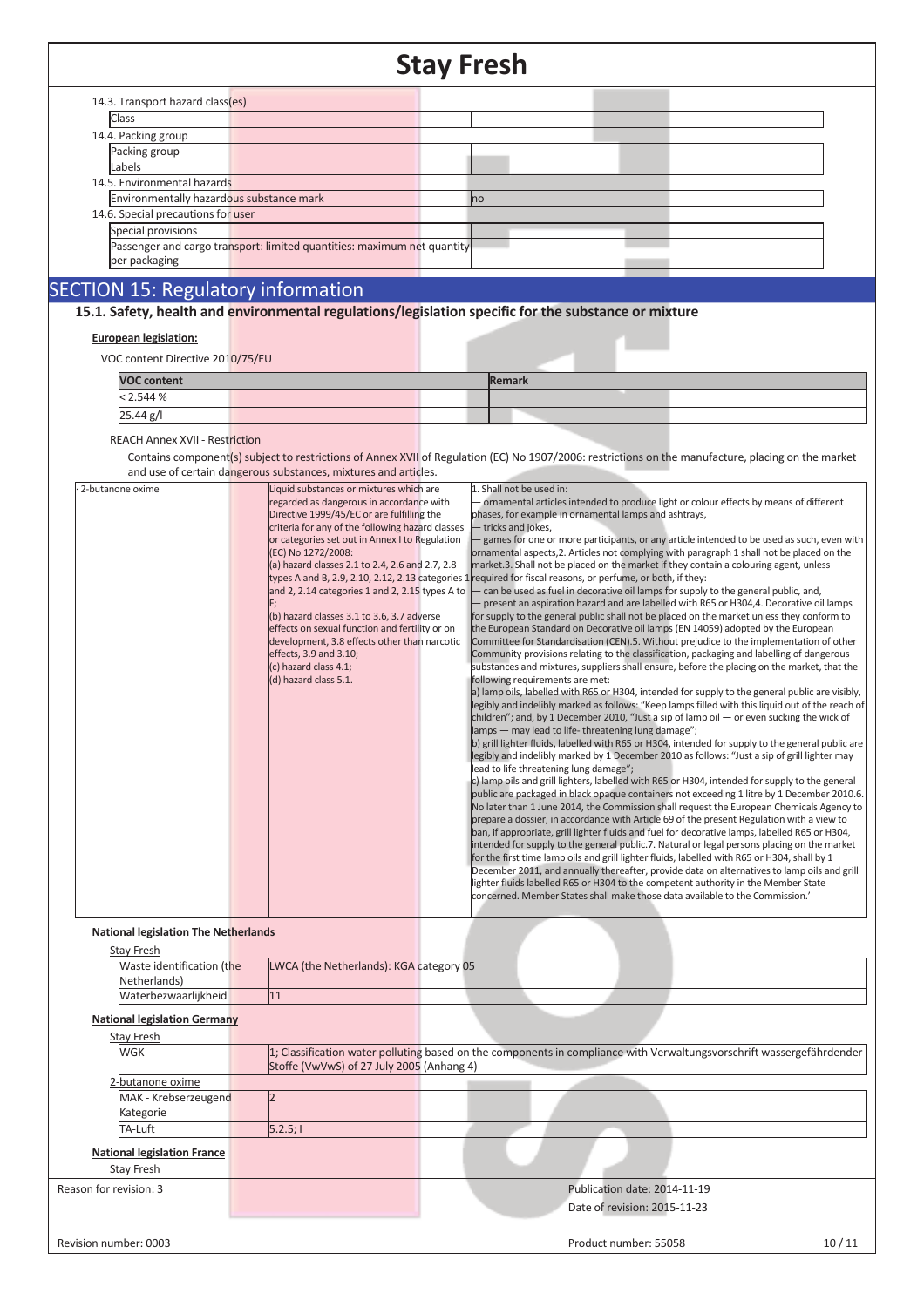14.3. Transport hazard class(es)

| | |
|---|---|
| Class | |

14.4. Packing group

| | |
|---|---|
| Packing group | |
| Labels | |

14.5. Environmental hazards

| | |
|---|---|
| Environmentally hazardous substance mark | no |

14.6. Special precautions for user

| | |
|---|---|
| Special provisions | |
| Passenger and cargo transport: limited quantities: maximum net quantity per packaging | |

## SECTION 15: Regulatory information

### 15.1. Safety, health and environmental regulations/legislation specific for the substance or mixture

**European legislation:**

VOC content Directive 2010/75/EU

| VOC content | Remark |
|---|---|
| < 2.544 % | |
| 25.44 g/l | |

REACH Annex XVII - Restriction

Contains component(s) subject to restrictions of Annex XVII of Regulation (EC) No 1907/2006: restrictions on the manufacture, placing on the market and use of certain dangerous substances, mixtures and articles.

| | | |
|---|---|---|
| · 2-butanone oxime | Liquid substances or mixtures which are regarded as dangerous in accordance with Directive 1999/45/EC or are fulfilling the criteria for any of the following hazard classes or categories set out in Annex I to Regulation (EC) No 1272/2008:<br>(a) hazard classes 2.1 to 2.4, 2.6 and 2.7, 2.8 types A and B, 2.9, 2.10, 2.12, 2.13 categories 1 and 2, 2.14 categories 1 and 2, 2.15 types A to F;<br>(b) hazard classes 3.1 to 3.6, 3.7 adverse effects on sexual function and fertility or on development, 3.8 effects other than narcotic effects, 3.9 and 3.10;<br>(c) hazard class 4.1;<br>(d) hazard class 5.1. | 1. Shall not be used in:<br>— ornamental articles intended to produce light or colour effects by means of different phases, for example in ornamental lamps and ashtrays,<br>— tricks and jokes,<br>— games for one or more participants, or any article intended to be used as such, even with ornamental aspects,2. Articles not complying with paragraph 1 shall not be placed on the market.3. Shall not be placed on the market if they contain a colouring agent, unless required for fiscal reasons, or perfume, or both, if they:<br>— can be used as fuel in decorative oil lamps for supply to the general public, and,<br>— present an aspiration hazard and are labelled with R65 or H304,4. Decorative oil lamps for supply to the general public shall not be placed on the market unless they conform to the European Standard on Decorative oil lamps (EN 14059) adopted by the European Committee for Standardisation (CEN).5. Without prejudice to the implementation of other Community provisions relating to the classification, packaging and labelling of dangerous substances and mixtures, suppliers shall ensure, before the placing on the market, that the following requirements are met:<br>a) lamp oils, labelled with R65 or H304, intended for supply to the general public are visibly, legibly and indelibly marked as follows: "Keep lamps filled with this liquid out of the reach of children"; and, by 1 December 2010, "Just a sip of lamp oil — or even sucking the wick of lamps — may lead to life- threatening lung damage";<br>b) grill lighter fluids, labelled with R65 or H304, intended for supply to the general public are legibly and indelibly marked by 1 December 2010 as follows: "Just a sip of grill lighter may lead to life threatening lung damage";<br>c) lamp oils and grill lighters, labelled with R65 or H304, intended for supply to the general public are packaged in black opaque containers not exceeding 1 litre by 1 December 2010.6. No later than 1 June 2014, the Commission shall request the European Chemicals Agency to prepare a dossier, in accordance with Article 69 of the present Regulation with a view to ban, if appropriate, grill lighter fluids and fuel for decorative lamps, labelled R65 or H304, intended for supply to the general public.7. Natural or legal persons placing on the market for the first time lamp oils and grill lighter fluids, labelled with R65 or H304, shall by 1 December 2011, and annually thereafter, provide data on alternatives to lamp oils and grill lighter fluids labelled R65 or H304 to the competent authority in the Member State concerned. Member States shall make those data available to the Commission.' |

**National legislation The Netherlands**

Stay Fresh

| | |
|---|---|
| Waste identification (the Netherlands) | LWCA (the Netherlands): KGA category 05 |
| Waterbezwaarlijkheid | 11 |

**National legislation Germany**

Stay Fresh

| | |
|---|---|
| WGK | 1; Classification water polluting based on the components in compliance with Verwaltungsvorschrift wassergefährdender Stoffe (VwVwS) of 27 July 2005 (Anhang 4) |

2-butanone oxime

| | |
|---|---|
| MAK - Krebserzeugend Kategorie | 2 |
| TA-Luft | 5.2.5; I |

**National legislation France**

Stay Fresh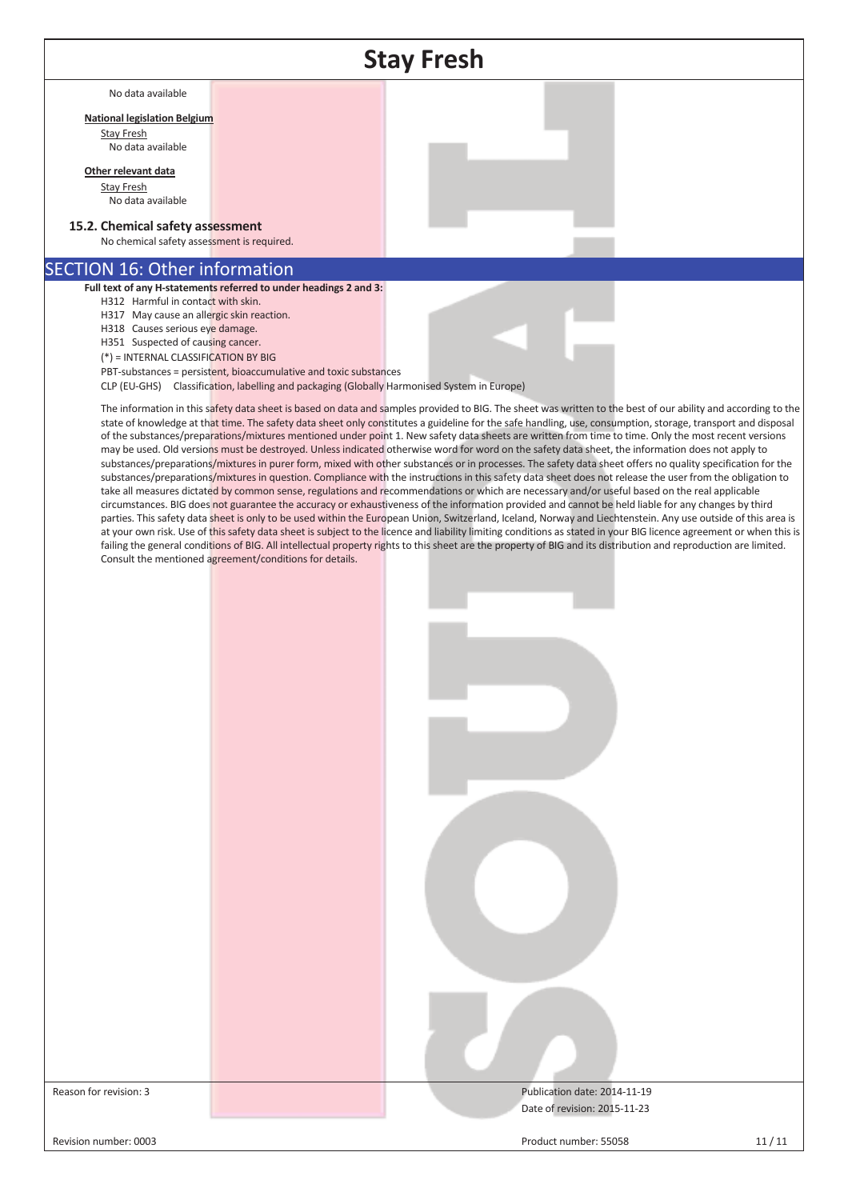No data available

**National legislation Belgium**

Stay Fresh

No data available

**Other relevant data**

Stay Fresh

No data available

### 15.2. Chemical safety assessment

No chemical safety assessment is required.

## SECTION 16: Other information

**Full text of any H-statements referred to under headings 2 and 3:**

H312 Harmful in contact with skin.

H317 May cause an allergic skin reaction.

H318 Causes serious eye damage.

H351 Suspected of causing cancer.

(*) = INTERNAL CLASSIFICATION BY BIG

PBT-substances = persistent, bioaccumulative and toxic substances

CLP (EU-GHS) Classification, labelling and packaging (Globally Harmonised System in Europe)

The information in this safety data sheet is based on data and samples provided to BIG. The sheet was written to the best of our ability and according to the state of knowledge at that time. The safety data sheet only constitutes a guideline for the safe handling, use, consumption, storage, transport and disposal of the substances/preparations/mixtures mentioned under point 1. New safety data sheets are written from time to time. Only the most recent versions may be used. Old versions must be destroyed. Unless indicated otherwise word for word on the safety data sheet, the information does not apply to substances/preparations/mixtures in purer form, mixed with other substances or in processes. The safety data sheet offers no quality specification for the substances/preparations/mixtures in question. Compliance with the instructions in this safety data sheet does not release the user from the obligation to take all measures dictated by common sense, regulations and recommendations or which are necessary and/or useful based on the real applicable circumstances. BIG does not guarantee the accuracy or exhaustiveness of the information provided and cannot be held liable for any changes by third parties. This safety data sheet is only to be used within the European Union, Switzerland, Iceland, Norway and Liechtenstein. Any use outside of this area is at your own risk. Use of this safety data sheet is subject to the licence and liability limiting conditions as stated in your BIG licence agreement or when this is failing the general conditions of BIG. All intellectual property rights to this sheet are the property of BIG and its distribution and reproduction are limited. Consult the mentioned agreement/conditions for details.

Reason for revision: 3

Publication date: 2014-11-19

Date of revision: 2015-11-23

Revision number: 0003

Product number: 55058